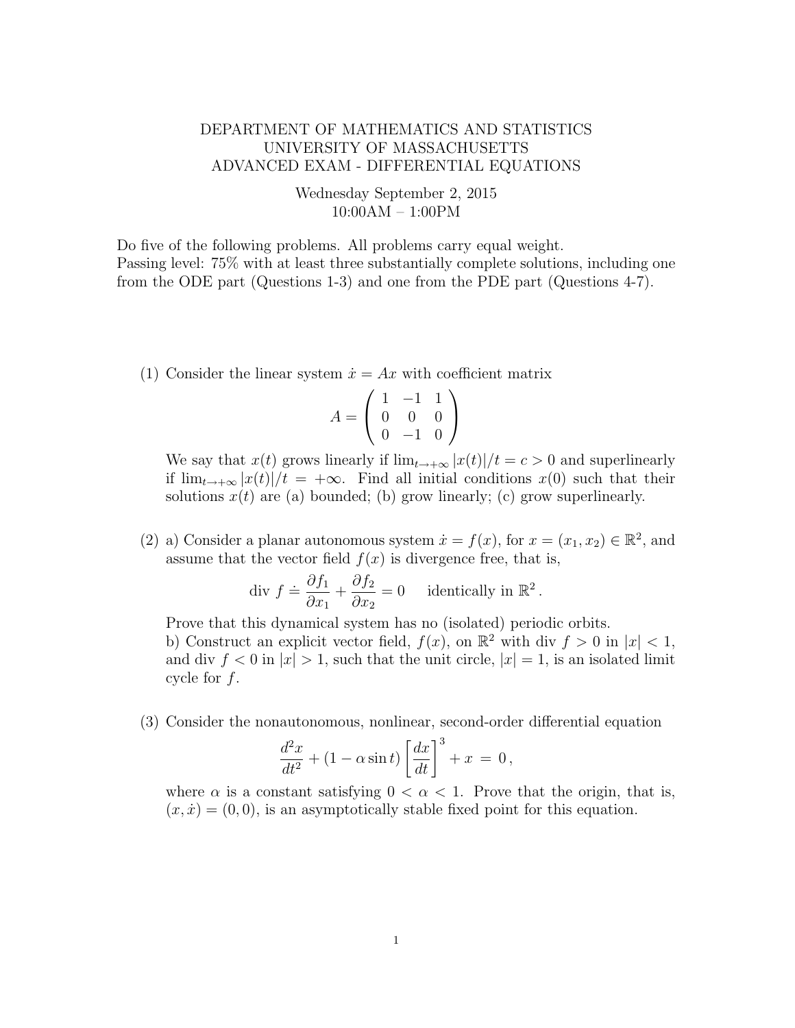# DEPARTMENT OF MATHEMATICS AND STATISTICS
# UNIVERSITY OF MASSACHUSETTS
# ADVANCED EXAM - DIFFERENTIAL EQUATIONS

Wednesday September 2, 2015
10:00AM – 1:00PM

Do five of the following problems. All problems carry equal weight.
Passing level: 75% with at least three substantially complete solutions, including one from the ODE part (Questions 1-3) and one from the PDE part (Questions 4-7).

(1) Consider the linear system $\dot{x} = Ax$ with coefficient matrix

$$A = \begin{pmatrix} 1 & -1 & 1 \\ 0 & 0 & 0 \\ 0 & -1 & 0 \end{pmatrix}$$

We say that $x(t)$ grows linearly if $\lim_{t\to+\infty} |x(t)|/t = c > 0$ and superlinearly if $\lim_{t\to+\infty} |x(t)|/t = +\infty$. Find all initial conditions $x(0)$ such that their solutions $x(t)$ are (a) bounded; (b) grow linearly; (c) grow superlinearly.

(2) a) Consider a planar autonomous system $\dot{x} = f(x)$, for $x = (x_1, x_2) \in \mathbb{R}^2$, and assume that the vector field $f(x)$ is divergence free, that is,

$$\text{div } f \doteq \frac{\partial f_1}{\partial x_1} + \frac{\partial f_2}{\partial x_2} = 0 \quad \text{identically in } \mathbb{R}^2 .$$

Prove that this dynamical system has no (isolated) periodic orbits.
b) Construct an explicit vector field, $f(x)$, on $\mathbb{R}^2$ with div $f > 0$ in $|x| < 1$, and div $f < 0$ in $|x| > 1$, such that the unit circle, $|x| = 1$, is an isolated limit cycle for $f$.

(3) Consider the nonautonomous, nonlinear, second-order differential equation

$$\frac{d^2x}{dt^2} + (1 - \alpha \sin t) \left[\frac{dx}{dt}\right]^3 + x \, = \, 0 \, ,$$

where $\alpha$ is a constant satisfying $0 < \alpha < 1$. Prove that the origin, that is, $(x, \dot{x}) = (0, 0)$, is an asymptotically stable fixed point for this equation.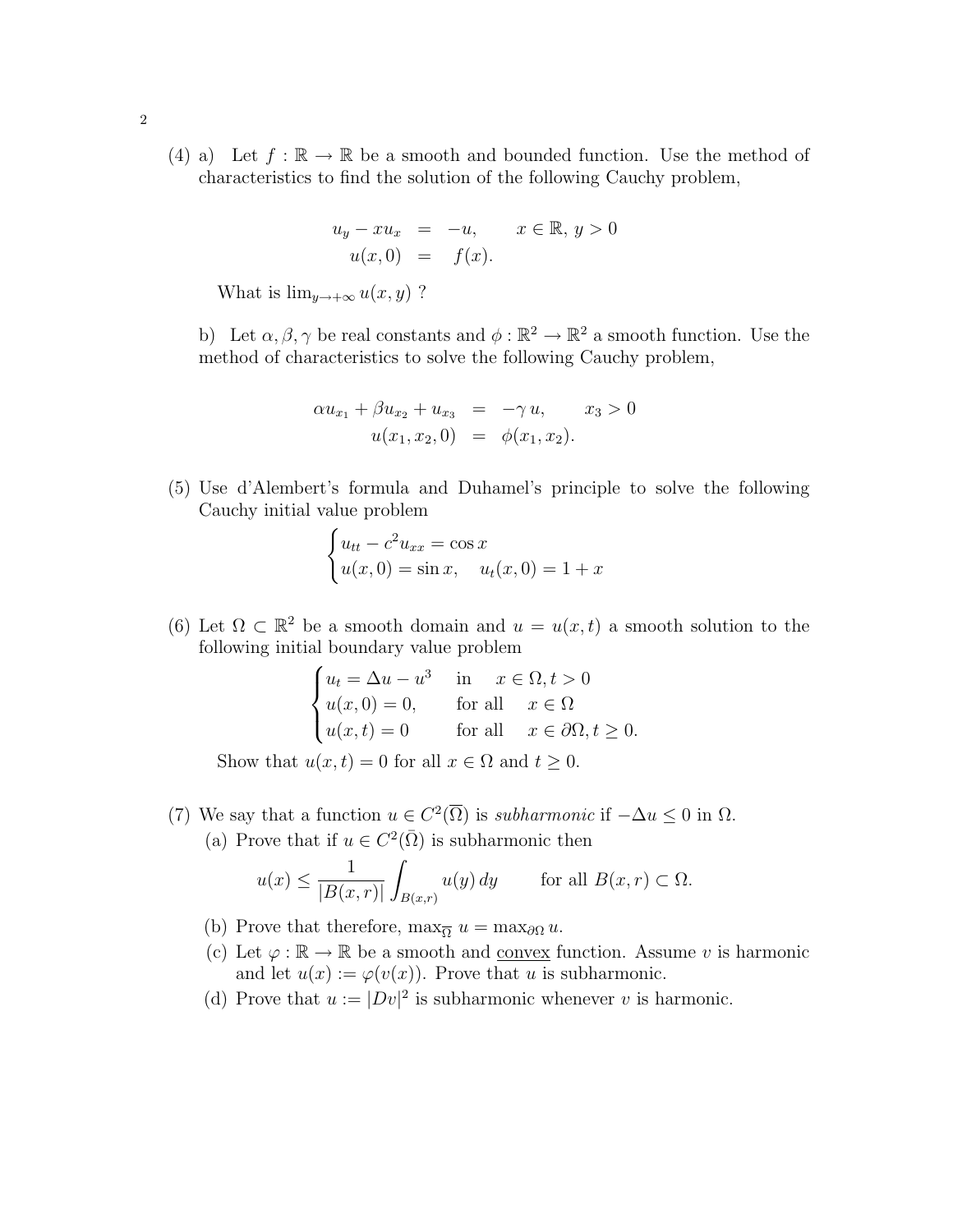(4) a) Let $f : \mathbb{R} \to \mathbb{R}$ be a smooth and bounded function. Use the method of characteristics to find the solution of the following Cauchy problem,

$$
\begin{aligned}
u_y - x u_x &= -u, \qquad x \in \mathbb{R},\, y > 0 \\
u(x, 0) &= f(x).
\end{aligned}
$$

What is $\lim_{y \to +\infty} u(x, y)$ ?

b) Let $\alpha, \beta, \gamma$ be real constants and $\phi : \mathbb{R}^2 \to \mathbb{R}^2$ a smooth function. Use the method of characteristics to solve the following Cauchy problem,

$$
\begin{aligned}
\alpha u_{x_1} + \beta u_{x_2} + u_{x_3} &= -\gamma\, u, \qquad x_3 > 0 \\
u(x_1, x_2, 0) &= \phi(x_1, x_2).
\end{aligned}
$$

(5) Use d'Alembert's formula and Duhamel's principle to solve the following Cauchy initial value problem

$$
\begin{cases}
u_{tt} - c^2 u_{xx} = \cos x \\
u(x, 0) = \sin x, \quad u_t(x, 0) = 1 + x
\end{cases}
$$

(6) Let $\Omega \subset \mathbb{R}^2$ be a smooth domain and $u = u(x, t)$ a smooth solution to the following initial boundary value problem

$$
\begin{cases}
u_t = \Delta u - u^3 & \text{in} \quad x \in \Omega, t > 0 \\
u(x, 0) = 0, & \text{for all} \quad x \in \Omega \\
u(x, t) = 0 & \text{for all} \quad x \in \partial\Omega, t \geq 0.
\end{cases}
$$

Show that $u(x, t) = 0$ for all $x \in \Omega$ and $t \geq 0$.

(7) We say that a function $u \in C^2(\overline{\Omega})$ is *subharmonic* if $-\Delta u \leq 0$ in $\Omega$.

(a) Prove that if $u \in C^2(\bar{\Omega})$ is subharmonic then

$$
u(x) \leq \frac{1}{|B(x, r)|} \int_{B(x,r)} u(y)\, dy \qquad \text{for all } B(x, r) \subset \Omega.
$$

(b) Prove that therefore, $\max_{\overline{\Omega}} u = \max_{\partial\Omega} u$.

(c) Let $\varphi : \mathbb{R} \to \mathbb{R}$ be a smooth and <u>convex</u> function. Assume $v$ is harmonic and let $u(x) := \varphi(v(x))$. Prove that $u$ is subharmonic.

(d) Prove that $u := |Dv|^2$ is subharmonic whenever $v$ is harmonic.